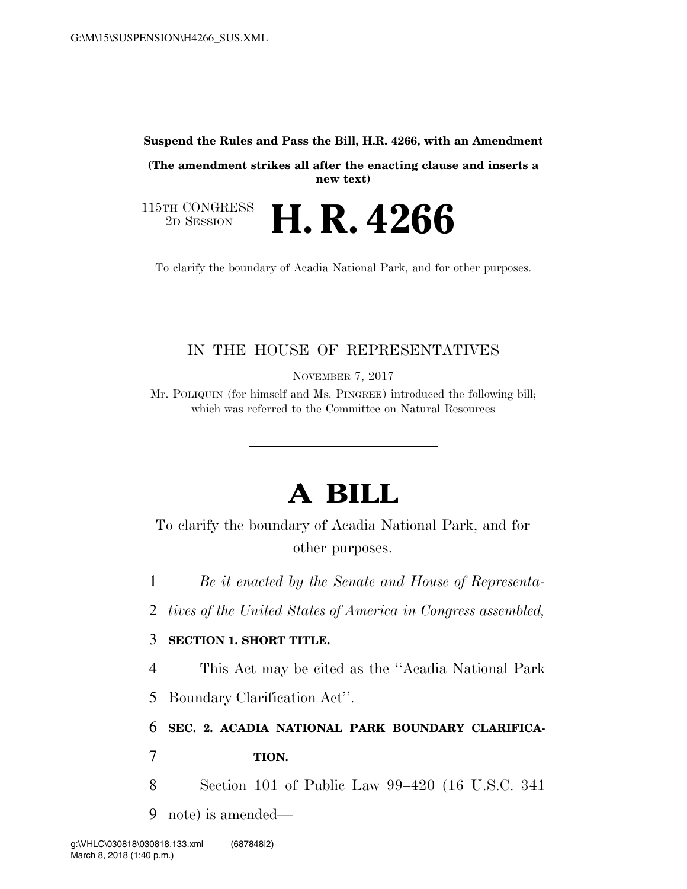**Suspend the Rules and Pass the Bill, H.R. 4266, with an Amendment**

**(The amendment strikes all after the enacting clause and inserts a new text)**

115TH CONGRESS
2D SESSION

# H. R. 4266

To clarify the boundary of Acadia National Park, and for other purposes.

IN THE HOUSE OF REPRESENTATIVES

NOVEMBER 7, 2017

Mr. POLIQUIN (for himself and Ms. PINGREE) introduced the following bill; which was referred to the Committee on Natural Resources

# A BILL

To clarify the boundary of Acadia National Park, and for other purposes.

1 *Be it enacted by the Senate and House of Representa-*
2 *tives of the United States of America in Congress assembled,*

3 **SECTION 1. SHORT TITLE.**

4 This Act may be cited as the ''Acadia National Park
5 Boundary Clarification Act''.

6 **SEC. 2. ACADIA NATIONAL PARK BOUNDARY CLARIFICA-**
7 **TION.**

8 Section 101 of Public Law 99–420 (16 U.S.C. 341
9 note) is amended—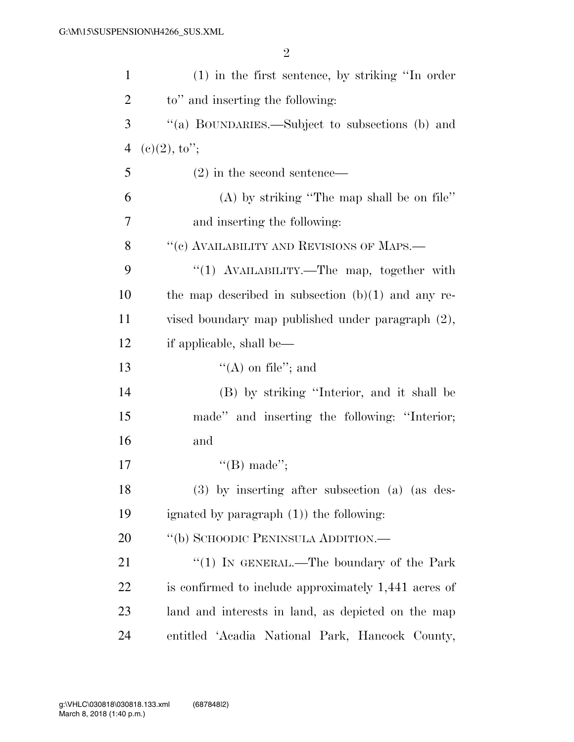(1) in the first sentence, by striking "In order to" and inserting the following:

"(a) BOUNDARIES.—Subject to subsections (b) and (c)(2), to";

(2) in the second sentence—

(A) by striking "The map shall be on file" and inserting the following:

"(c) AVAILABILITY AND REVISIONS OF MAPS.—

"(1) AVAILABILITY.—The map, together with the map described in subsection (b)(1) and any revised boundary map published under paragraph (2), if applicable, shall be—

"(A) on file"; and

(B) by striking "Interior, and it shall be made" and inserting the following: "Interior; and

"(B) made";

(3) by inserting after subsection (a) (as designated by paragraph (1)) the following:

"(b) SCHOODIC PENINSULA ADDITION.—

"(1) IN GENERAL.—The boundary of the Park is confirmed to include approximately 1,441 acres of land and interests in land, as depicted on the map entitled 'Acadia National Park, Hancock County,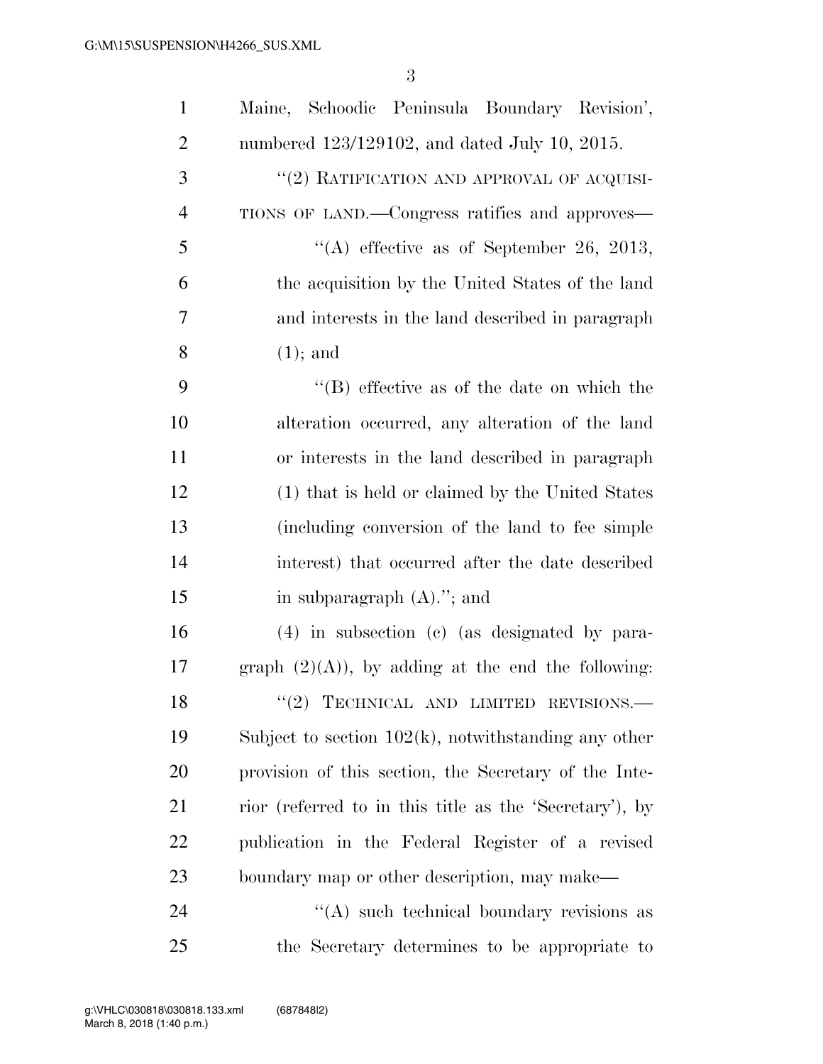Maine, Schoodic Peninsula Boundary Revision', numbered 123/129102, and dated July 10, 2015.

"(2) RATIFICATION AND APPROVAL OF ACQUISITIONS OF LAND.—Congress ratifies and approves—

"(A) effective as of September 26, 2013, the acquisition by the United States of the land and interests in the land described in paragraph (1); and

"(B) effective as of the date on which the alteration occurred, any alteration of the land or interests in the land described in paragraph (1) that is held or claimed by the United States (including conversion of the land to fee simple interest) that occurred after the date described in subparagraph (A)."; and

(4) in subsection (c) (as designated by paragraph (2)(A)), by adding at the end the following:

"(2) TECHNICAL AND LIMITED REVISIONS.—Subject to section 102(k), notwithstanding any other provision of this section, the Secretary of the Interior (referred to in this title as the 'Secretary'), by publication in the Federal Register of a revised boundary map or other description, may make—

"(A) such technical boundary revisions as the Secretary determines to be appropriate to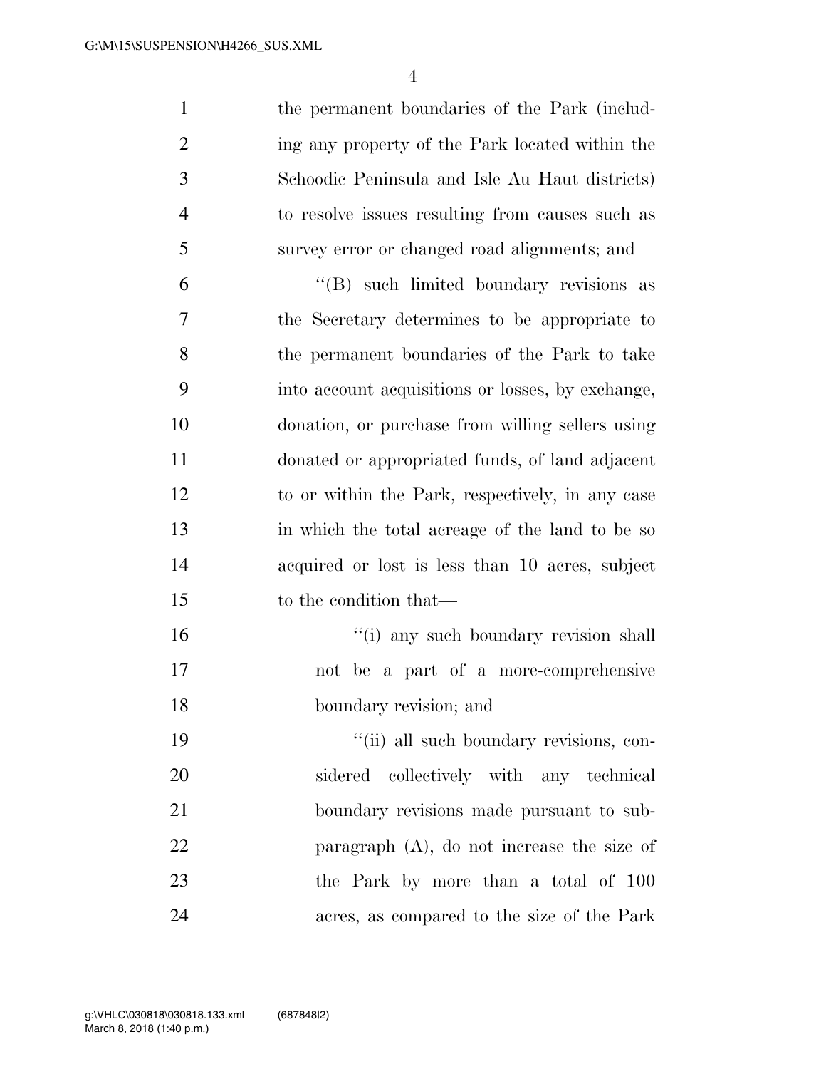the permanent boundaries of the Park (including any property of the Park located within the Schoodic Peninsula and Isle Au Haut districts) to resolve issues resulting from causes such as survey error or changed road alignments; and

"(B) such limited boundary revisions as the Secretary determines to be appropriate to the permanent boundaries of the Park to take into account acquisitions or losses, by exchange, donation, or purchase from willing sellers using donated or appropriated funds, of land adjacent to or within the Park, respectively, in any case in which the total acreage of the land to be so acquired or lost is less than 10 acres, subject to the condition that—

"(i) any such boundary revision shall not be a part of a more-comprehensive boundary revision; and

"(ii) all such boundary revisions, considered collectively with any technical boundary revisions made pursuant to subparagraph (A), do not increase the size of the Park by more than a total of 100 acres, as compared to the size of the Park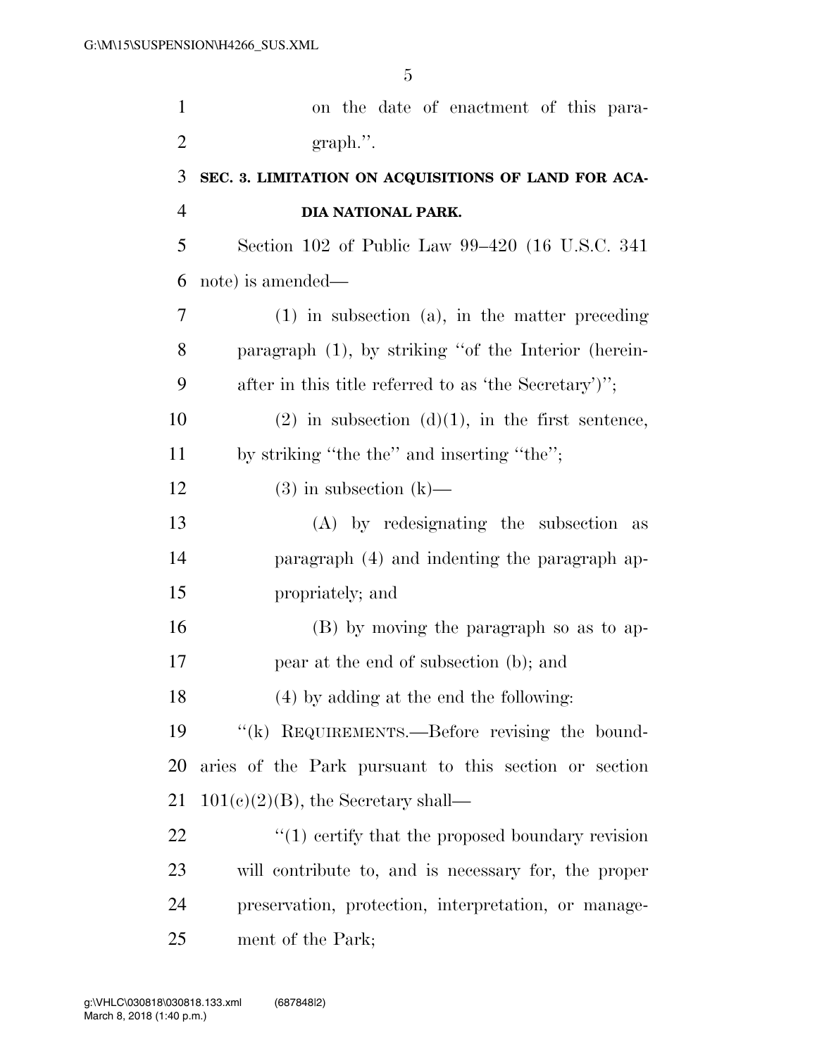on the date of enactment of this paragraph.''.

**SEC. 3. LIMITATION ON ACQUISITIONS OF LAND FOR ACADIA NATIONAL PARK.**

Section 102 of Public Law 99–420 (16 U.S.C. 341 note) is amended—

(1) in subsection (a), in the matter preceding paragraph (1), by striking ''of the Interior (hereinafter in this title referred to as 'the Secretary')'';

(2) in subsection (d)(1), in the first sentence, by striking ''the the'' and inserting ''the'';

(3) in subsection (k)—

(A) by redesignating the subsection as paragraph (4) and indenting the paragraph appropriately; and

(B) by moving the paragraph so as to appear at the end of subsection (b); and

(4) by adding at the end the following:

''(k) REQUIREMENTS.—Before revising the boundaries of the Park pursuant to this section or section 101(c)(2)(B), the Secretary shall—

''(1) certify that the proposed boundary revision will contribute to, and is necessary for, the proper preservation, protection, interpretation, or management of the Park;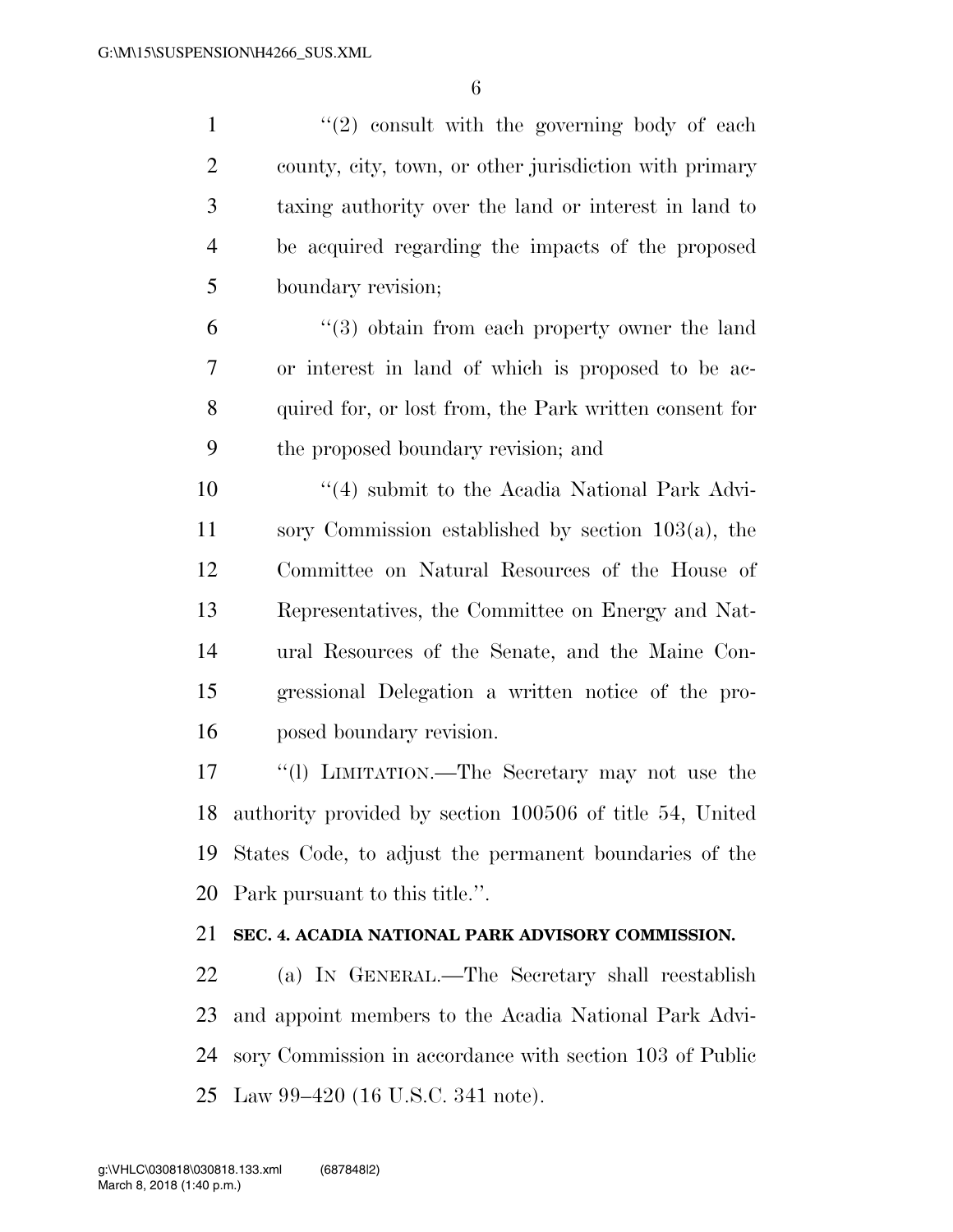"(2) consult with the governing body of each county, city, town, or other jurisdiction with primary taxing authority over the land or interest in land to be acquired regarding the impacts of the proposed boundary revision;

"(3) obtain from each property owner the land or interest in land of which is proposed to be acquired for, or lost from, the Park written consent for the proposed boundary revision; and

"(4) submit to the Acadia National Park Advisory Commission established by section 103(a), the Committee on Natural Resources of the House of Representatives, the Committee on Energy and Natural Resources of the Senate, and the Maine Congressional Delegation a written notice of the proposed boundary revision.

"(l) LIMITATION.—The Secretary may not use the authority provided by section 100506 of title 54, United States Code, to adjust the permanent boundaries of the Park pursuant to this title.".

**SEC. 4. ACADIA NATIONAL PARK ADVISORY COMMISSION.**

(a) IN GENERAL.—The Secretary shall reestablish and appoint members to the Acadia National Park Advisory Commission in accordance with section 103 of Public Law 99–420 (16 U.S.C. 341 note).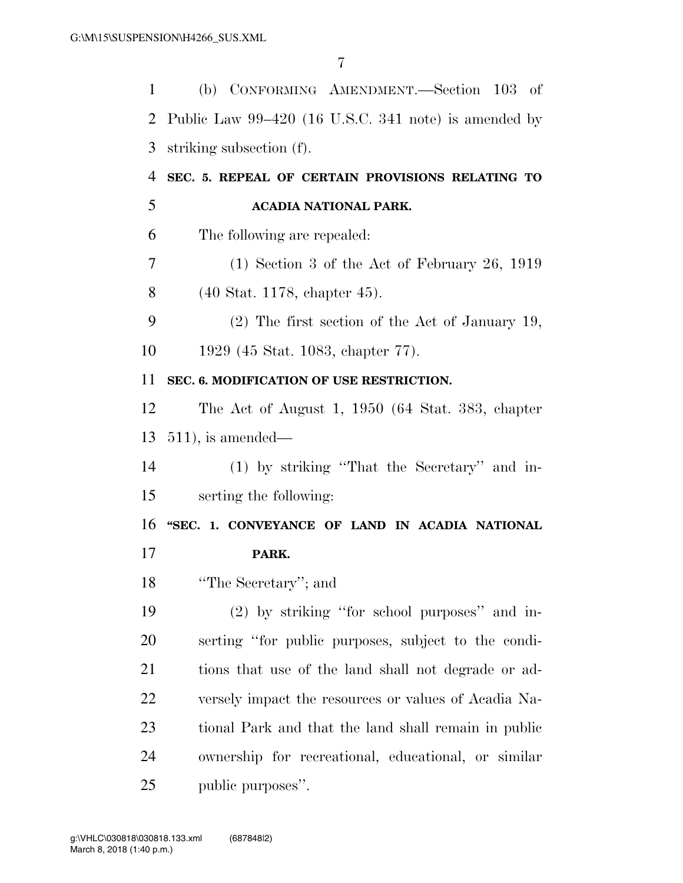(b) CONFORMING AMENDMENT.—Section 103 of Public Law 99–420 (16 U.S.C. 341 note) is amended by striking subsection (f).

**SEC. 5. REPEAL OF CERTAIN PROVISIONS RELATING TO ACADIA NATIONAL PARK.**

The following are repealed:

(1) Section 3 of the Act of February 26, 1919 (40 Stat. 1178, chapter 45).

(2) The first section of the Act of January 19, 1929 (45 Stat. 1083, chapter 77).

**SEC. 6. MODIFICATION OF USE RESTRICTION.**

The Act of August 1, 1950 (64 Stat. 383, chapter 511), is amended—

(1) by striking ''That the Secretary'' and inserting the following:

**''SEC. 1. CONVEYANCE OF LAND IN ACADIA NATIONAL PARK.**

''The Secretary''; and

(2) by striking ''for school purposes'' and inserting ''for public purposes, subject to the conditions that use of the land shall not degrade or adversely impact the resources or values of Acadia National Park and that the land shall remain in public ownership for recreational, educational, or similar public purposes''.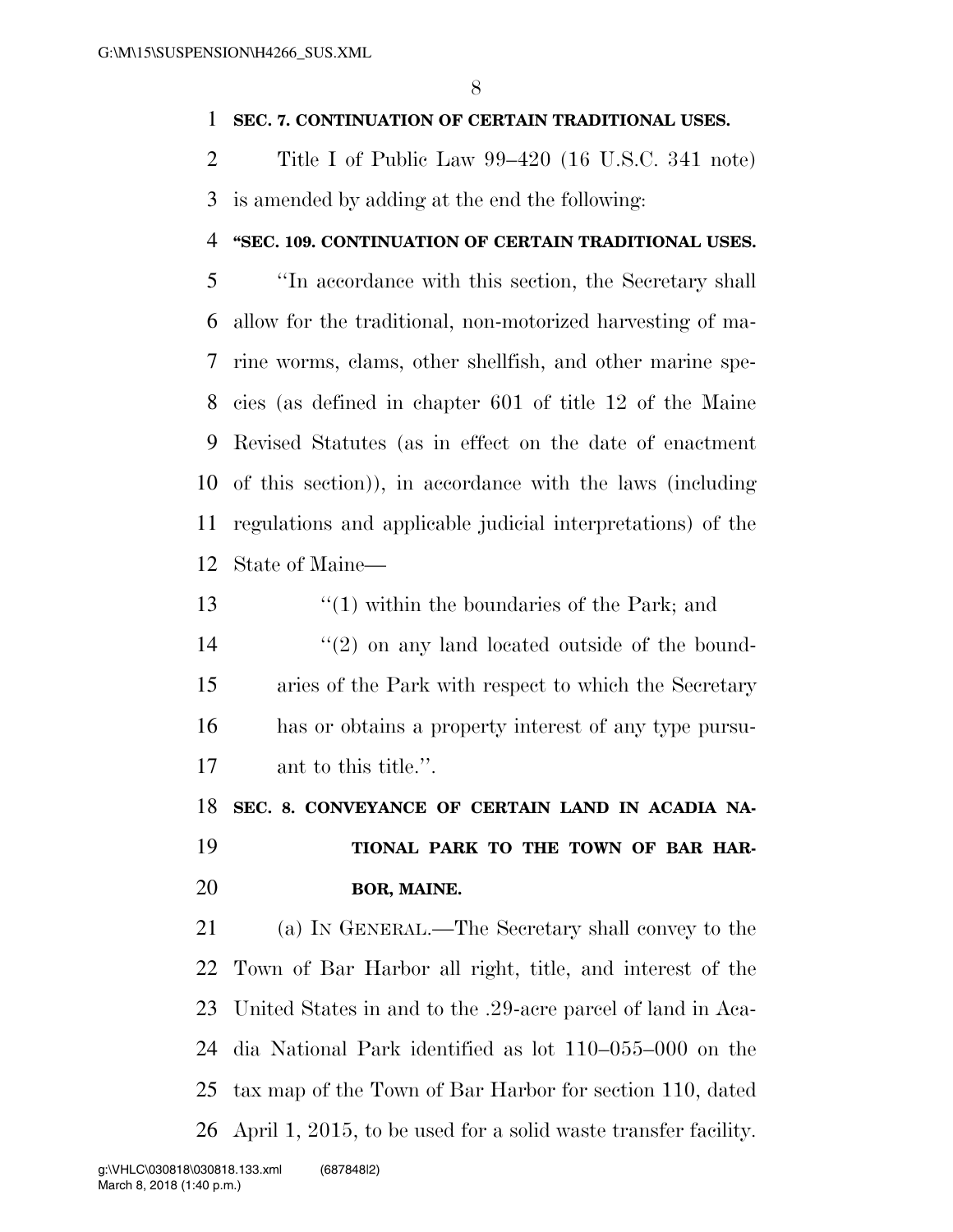**SEC. 7. CONTINUATION OF CERTAIN TRADITIONAL USES.**

Title I of Public Law 99–420 (16 U.S.C. 341 note) is amended by adding at the end the following:

**"SEC. 109. CONTINUATION OF CERTAIN TRADITIONAL USES.**

"In accordance with this section, the Secretary shall allow for the traditional, non-motorized harvesting of marine worms, clams, other shellfish, and other marine species (as defined in chapter 601 of title 12 of the Maine Revised Statutes (as in effect on the date of enactment of this section)), in accordance with the laws (including regulations and applicable judicial interpretations) of the State of Maine—

"(1) within the boundaries of the Park; and

"(2) on any land located outside of the boundaries of the Park with respect to which the Secretary has or obtains a property interest of any type pursuant to this title.".

**SEC. 8. CONVEYANCE OF CERTAIN LAND IN ACADIA NATIONAL PARK TO THE TOWN OF BAR HARBOR, MAINE.**

(a) IN GENERAL.—The Secretary shall convey to the Town of Bar Harbor all right, title, and interest of the United States in and to the .29-acre parcel of land in Acadia National Park identified as lot 110–055–000 on the tax map of the Town of Bar Harbor for section 110, dated April 1, 2015, to be used for a solid waste transfer facility.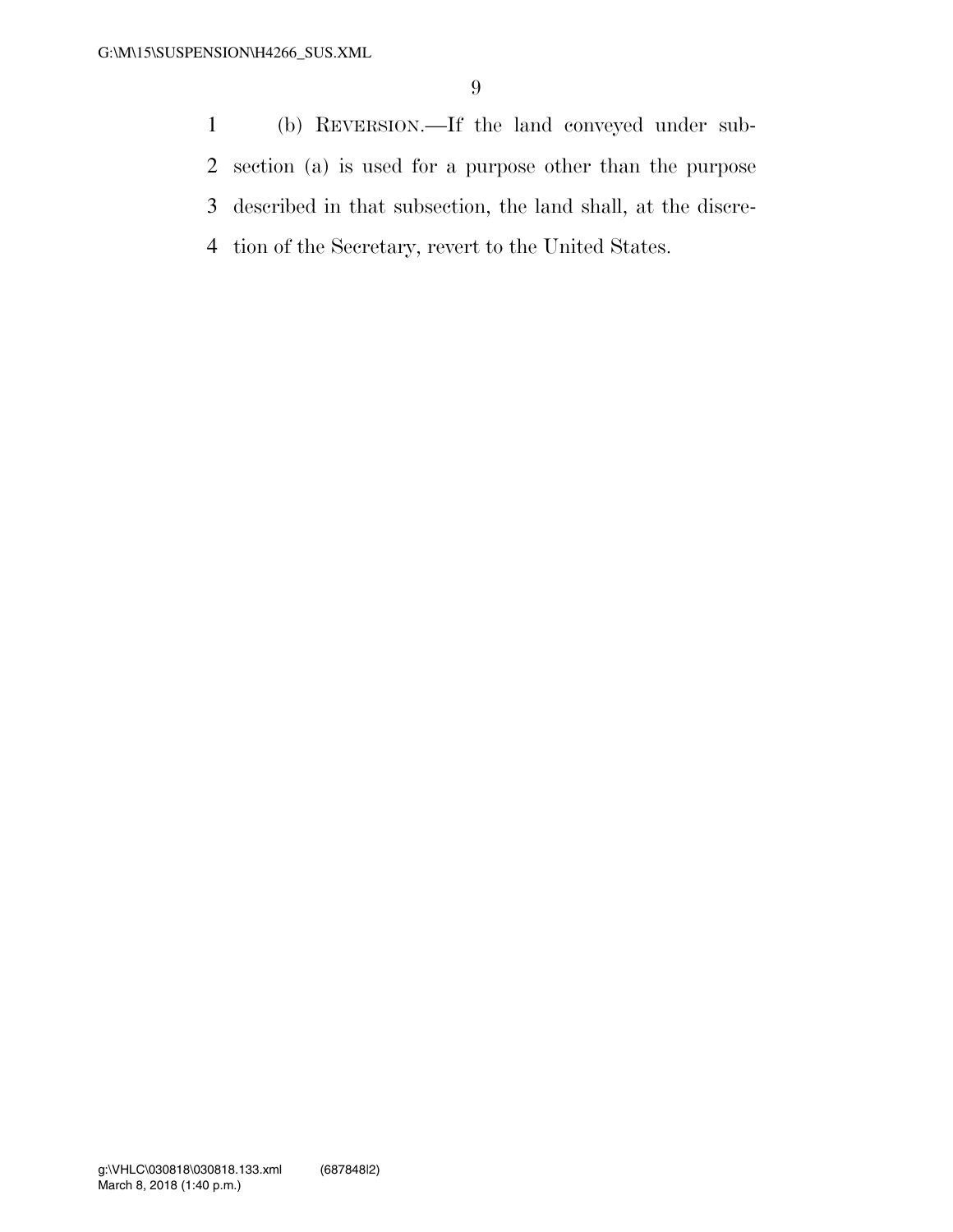(b) REVERSION.—If the land conveyed under subsection (a) is used for a purpose other than the purpose described in that subsection, the land shall, at the discretion of the Secretary, revert to the United States.